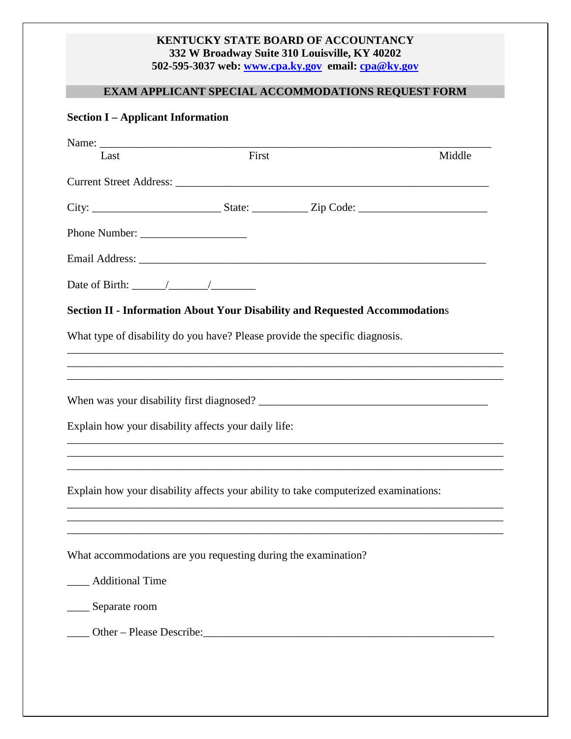**KENTUCKY STATE BOARD OF ACCOUNTANCY**
**332 W Broadway Suite 310 Louisville, KY 40202**
**502-595-3037 web: [www.cpa.ky.gov](http://www.cpa.ky.gov) email: [cpa@ky.gov](mailto:cpa@ky.gov)**

## EXAM APPLICANT SPECIAL ACCOMMODATIONS REQUEST FORM

### Section I – Applicant Information

Name: ______________________________________________________________________
Last First Middle

Current Street Address: ________________________________________________________

City: ______________________ State: __________ Zip Code: ______________________

Phone Number: ___________________

Email Address: _______________________________________________________________

Date of Birth: ______/_______/________

### Section II - Information About Your Disability and Requested Accommodations

What type of disability do you have? Please provide the specific diagnosis.

_____________________________________________________________________________
_____________________________________________________________________________
_____________________________________________________________________________

When was your disability first diagnosed? ________________________________________

Explain how your disability affects your daily life:

_____________________________________________________________________________
_____________________________________________________________________________
_____________________________________________________________________________

Explain how your disability affects your ability to take computerized examinations:

_____________________________________________________________________________
_____________________________________________________________________________
_____________________________________________________________________________

What accommodations are you requesting during the examination?

____ Additional Time

____ Separate room

____ Other – Please Describe:_____________________________________________________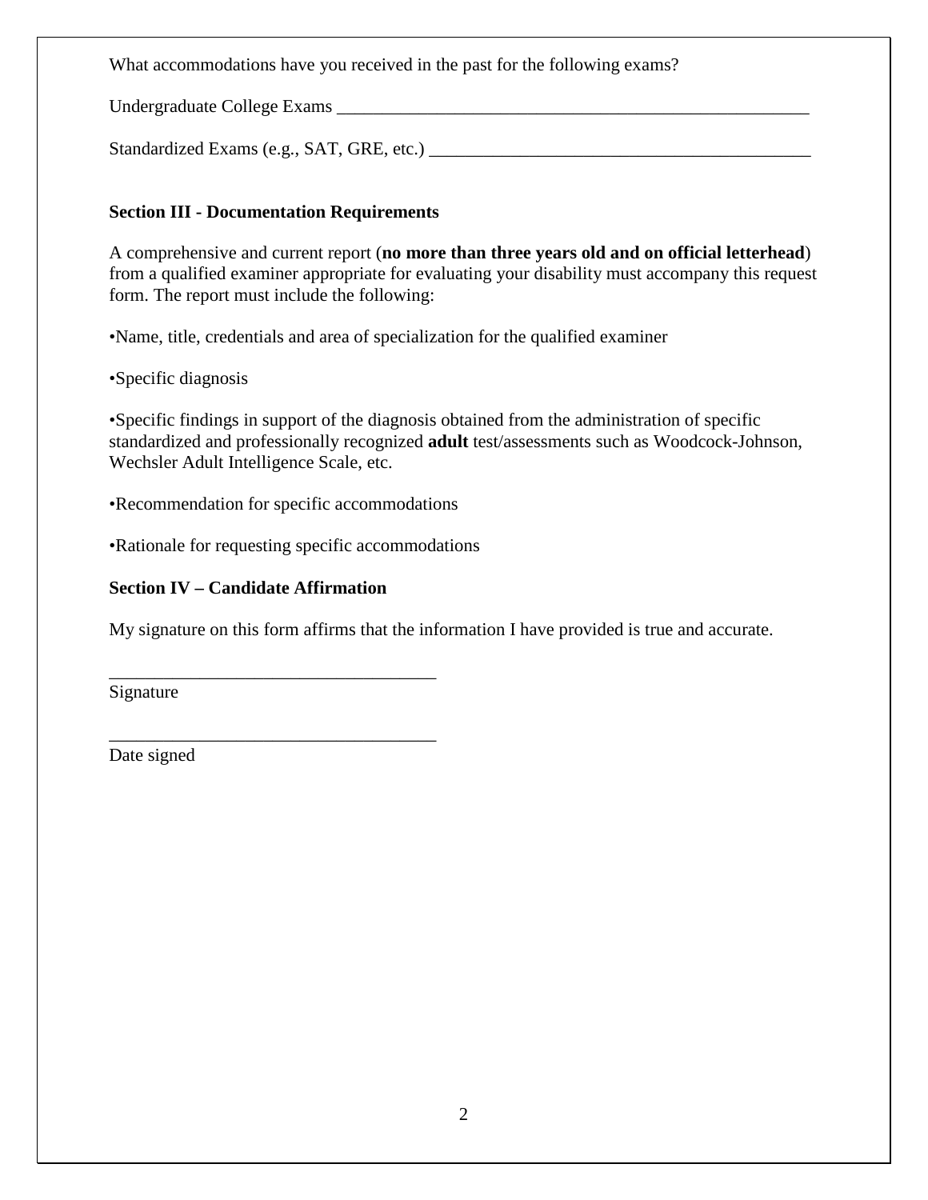What accommodations have you received in the past for the following exams?

Undergraduate College Exams _______________________________________________________

Standardized Exams (e.g., SAT, GRE, etc.) __________________________________________

**Section III - Documentation Requirements**

A comprehensive and current report (**no more than three years old and on official letterhead**) from a qualified examiner appropriate for evaluating your disability must accompany this request form. The report must include the following:

•Name, title, credentials and area of specialization for the qualified examiner

•Specific diagnosis

•Specific findings in support of the diagnosis obtained from the administration of specific standardized and professionally recognized **adult** test/assessments such as Woodcock-Johnson, Wechsler Adult Intelligence Scale, etc.

•Recommendation for specific accommodations

•Rationale for requesting specific accommodations

**Section IV – Candidate Affirmation**

My signature on this form affirms that the information I have provided is true and accurate.

_____________________________________
Signature

_____________________________________
Date signed